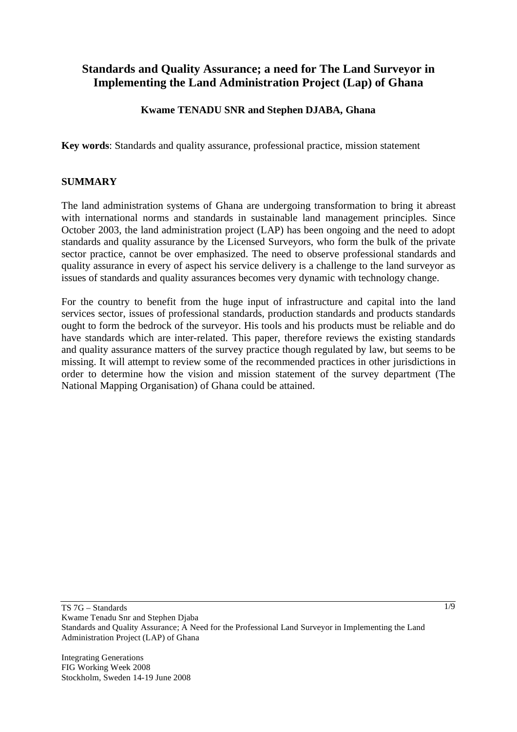# Standards and Quality Assurance; a need for The Land Surveyor in Implementing the Land Administration Project (Lap) of Ghana

**Kwame TENADU SNR and Stephen DJABA, Ghana**

**Key words**: Standards and quality assurance, professional practice, mission statement

## SUMMARY

The land administration systems of Ghana are undergoing transformation to bring it abreast with international norms and standards in sustainable land management principles. Since October 2003, the land administration project (LAP) has been ongoing and the need to adopt standards and quality assurance by the Licensed Surveyors, who form the bulk of the private sector practice, cannot be over emphasized. The need to observe professional standards and quality assurance in every of aspect his service delivery is a challenge to the land surveyor as issues of standards and quality assurances becomes very dynamic with technology change.

For the country to benefit from the huge input of infrastructure and capital into the land services sector, issues of professional standards, production standards and products standards ought to form the bedrock of the surveyor. His tools and his products must be reliable and do have standards which are inter-related. This paper, therefore reviews the existing standards and quality assurance matters of the survey practice though regulated by law, but seems to be missing. It will attempt to review some of the recommended practices in other jurisdictions in order to determine how the vision and mission statement of the survey department (The National Mapping Organisation) of Ghana could be attained.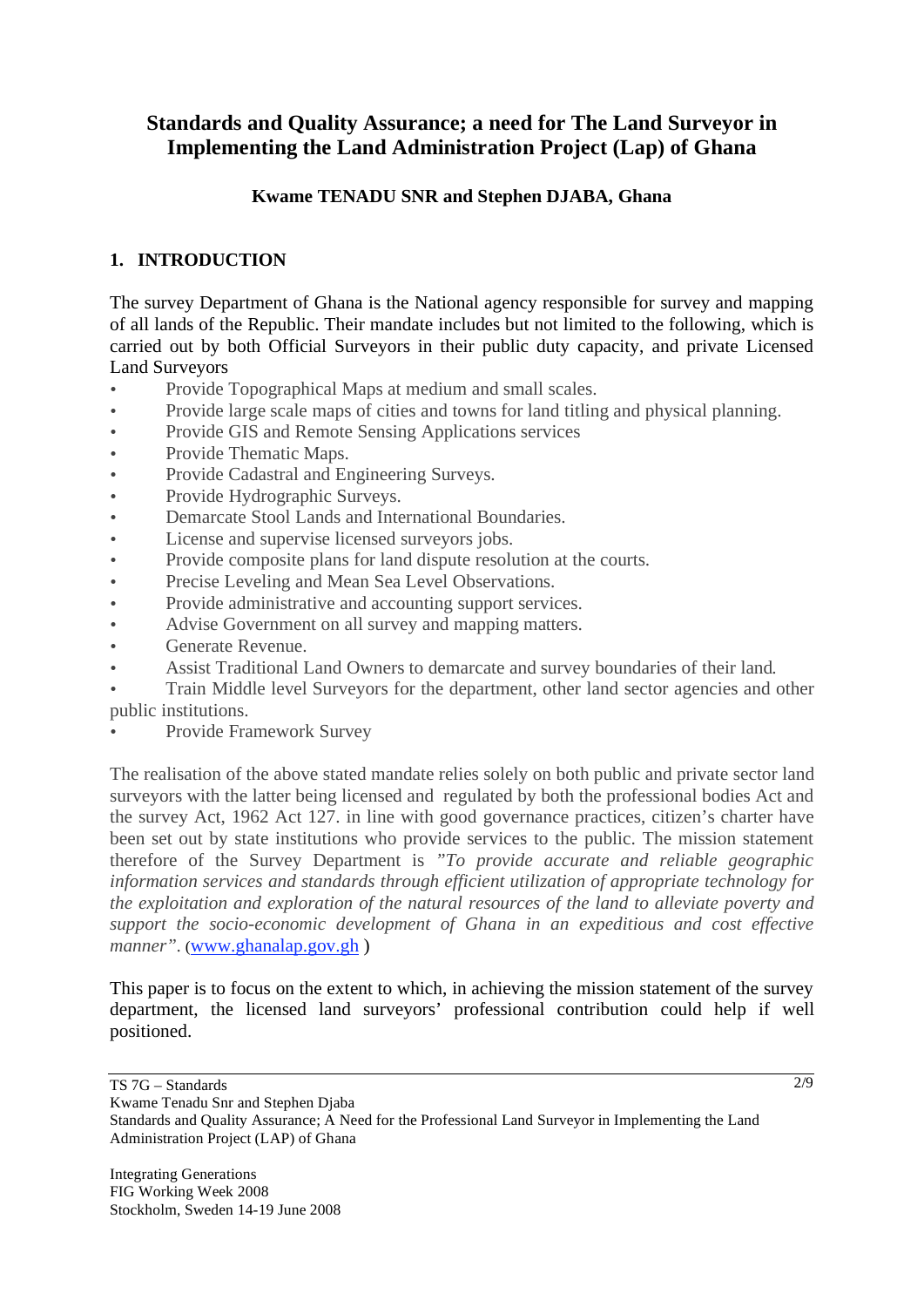# Standards and Quality Assurance; a need for The Land Surveyor in Implementing the Land Administration Project (Lap) of Ghana

**Kwame TENADU SNR and Stephen DJABA, Ghana**

## 1. INTRODUCTION

The survey Department of Ghana is the National agency responsible for survey and mapping of all lands of the Republic. Their mandate includes but not limited to the following, which is carried out by both Official Surveyors in their public duty capacity, and private Licensed Land Surveyors

- Provide Topographical Maps at medium and small scales.
- Provide large scale maps of cities and towns for land titling and physical planning.
- Provide GIS and Remote Sensing Applications services
- Provide Thematic Maps.
- Provide Cadastral and Engineering Surveys.
- Provide Hydrographic Surveys.
- Demarcate Stool Lands and International Boundaries.
- License and supervise licensed surveyors jobs.
- Provide composite plans for land dispute resolution at the courts.
- Precise Leveling and Mean Sea Level Observations.
- Provide administrative and accounting support services.
- Advise Government on all survey and mapping matters.
- Generate Revenue.
- Assist Traditional Land Owners to demarcate and survey boundaries of their land.
- Train Middle level Surveyors for the department, other land sector agencies and other public institutions.
- Provide Framework Survey

The realisation of the above stated mandate relies solely on both public and private sector land surveyors with the latter being licensed and regulated by both the professional bodies Act and the survey Act, 1962 Act 127. in line with good governance practices, citizen's charter have been set out by state institutions who provide services to the public. The mission statement therefore of the Survey Department is *"To provide accurate and reliable geographic information services and standards through efficient utilization of appropriate technology for the exploitation and exploration of the natural resources of the land to alleviate poverty and support the socio-economic development of Ghana in an expeditious and cost effective manner"*. (www.ghanalap.gov.gh )

This paper is to focus on the extent to which, in achieving the mission statement of the survey department, the licensed land surveyors' professional contribution could help if well positioned.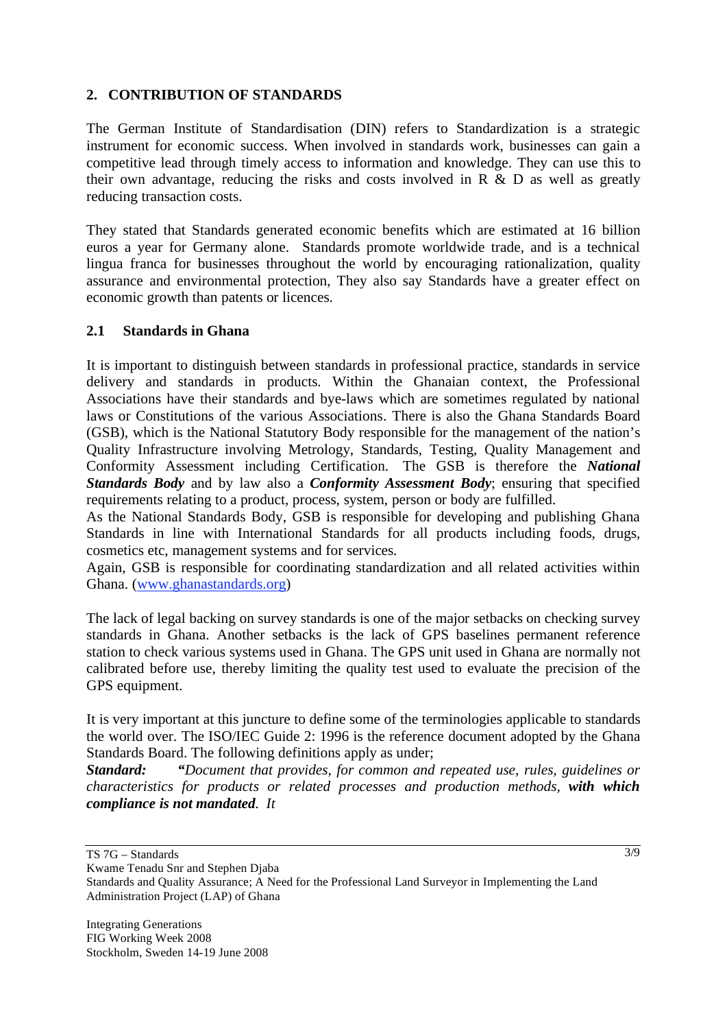## 2. CONTRIBUTION OF STANDARDS

The German Institute of Standardisation (DIN) refers to Standardization is a strategic instrument for economic success. When involved in standards work, businesses can gain a competitive lead through timely access to information and knowledge. They can use this to their own advantage, reducing the risks and costs involved in R & D as well as greatly reducing transaction costs.

They stated that Standards generated economic benefits which are estimated at 16 billion euros a year for Germany alone. Standards promote worldwide trade, and is a technical lingua franca for businesses throughout the world by encouraging rationalization, quality assurance and environmental protection, They also say Standards have a greater effect on economic growth than patents or licences.

### 2.1 Standards in Ghana

It is important to distinguish between standards in professional practice, standards in service delivery and standards in products. Within the Ghanaian context, the Professional Associations have their standards and bye-laws which are sometimes regulated by national laws or Constitutions of the various Associations. There is also the Ghana Standards Board (GSB), which is the National Statutory Body responsible for the management of the nation's Quality Infrastructure involving Metrology, Standards, Testing, Quality Management and Conformity Assessment including Certification. The GSB is therefore the ***National Standards Body*** and by law also a ***Conformity Assessment Body***; ensuring that specified requirements relating to a product, process, system, person or body are fulfilled.
As the National Standards Body, GSB is responsible for developing and publishing Ghana Standards in line with International Standards for all products including foods, drugs, cosmetics etc, management systems and for services.
Again, GSB is responsible for coordinating standardization and all related activities within Ghana. (www.ghanastandards.org)

The lack of legal backing on survey standards is one of the major setbacks on checking survey standards in Ghana. Another setbacks is the lack of GPS baselines permanent reference station to check various systems used in Ghana. The GPS unit used in Ghana are normally not calibrated before use, thereby limiting the quality test used to evaluate the precision of the GPS equipment.

It is very important at this juncture to define some of the terminologies applicable to standards the world over. The ISO/IEC Guide 2: 1996 is the reference document adopted by the Ghana Standards Board. The following definitions apply as under;
***Standard:*** ***"****Document that provides, for common and repeated use, rules, guidelines or characteristics for products or related processes and production methods, **with which compliance is not mandated**. It*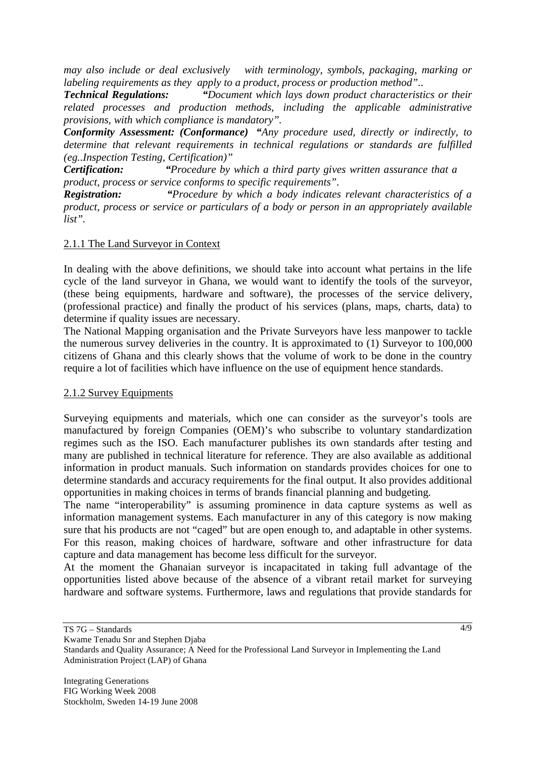*may also include or deal exclusively with terminology, symbols, packaging, marking or labeling requirements as they apply to a product, process or production method"..*

***Technical Regulations:*** *"Document which lays down product characteristics or their related processes and production methods, including the applicable administrative provisions, with which compliance is mandatory".*

***Conformity Assessment: (Conformance)*** *"Any procedure used, directly or indirectly, to determine that relevant requirements in technical regulations or standards are fulfilled (eg..Inspection Testing, Certification)"*

***Certification:*** *"Procedure by which a third party gives written assurance that a product, process or service conforms to specific requirements".*

***Registration:*** *"Procedure by which a body indicates relevant characteristics of a product, process or service or particulars of a body or person in an appropriately available list".*

### 2.1.1 The Land Surveyor in Context

In dealing with the above definitions, we should take into account what pertains in the life cycle of the land surveyor in Ghana, we would want to identify the tools of the surveyor, (these being equipments, hardware and software), the processes of the service delivery, (professional practice) and finally the product of his services (plans, maps, charts, data) to determine if quality issues are necessary.

The National Mapping organisation and the Private Surveyors have less manpower to tackle the numerous survey deliveries in the country. It is approximated to (1) Surveyor to 100,000 citizens of Ghana and this clearly shows that the volume of work to be done in the country require a lot of facilities which have influence on the use of equipment hence standards.

### 2.1.2 Survey Equipments

Surveying equipments and materials, which one can consider as the surveyor's tools are manufactured by foreign Companies (OEM)'s who subscribe to voluntary standardization regimes such as the ISO. Each manufacturer publishes its own standards after testing and many are published in technical literature for reference. They are also available as additional information in product manuals. Such information on standards provides choices for one to determine standards and accuracy requirements for the final output. It also provides additional opportunities in making choices in terms of brands financial planning and budgeting.

The name "interoperability" is assuming prominence in data capture systems as well as information management systems. Each manufacturer in any of this category is now making sure that his products are not "caged" but are open enough to, and adaptable in other systems. For this reason, making choices of hardware, software and other infrastructure for data capture and data management has become less difficult for the surveyor.

At the moment the Ghanaian surveyor is incapacitated in taking full advantage of the opportunities listed above because of the absence of a vibrant retail market for surveying hardware and software systems. Furthermore, laws and regulations that provide standards for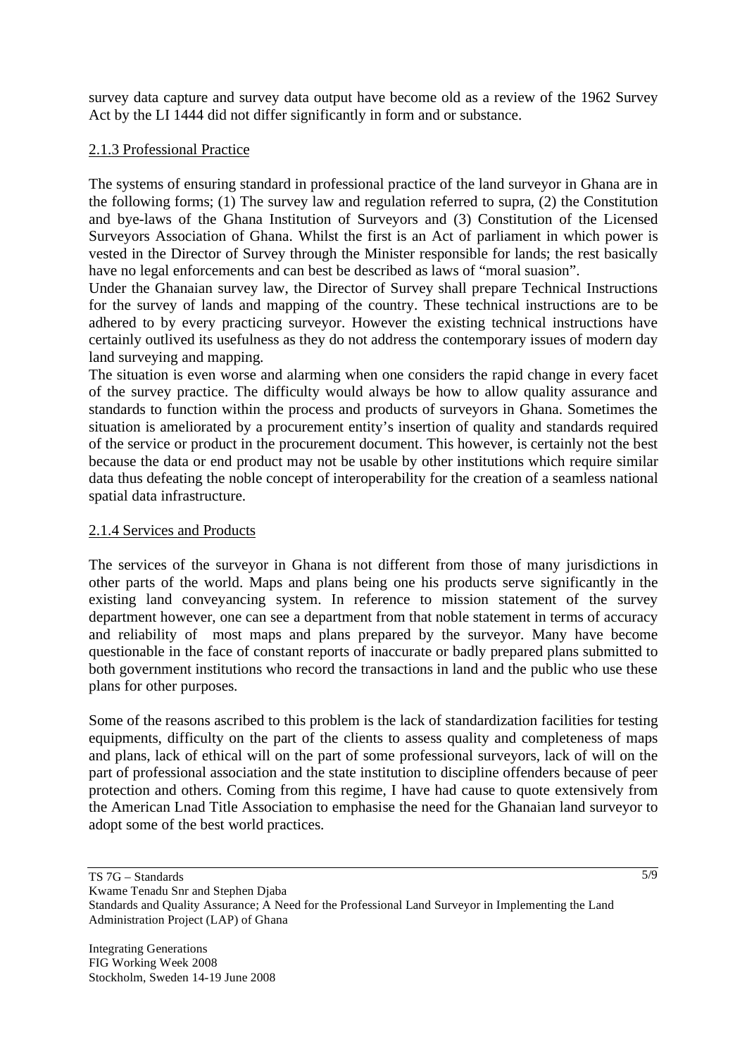survey data capture and survey data output have become old as a review of the 1962 Survey Act by the LI 1444 did not differ significantly in form and or substance.

#### 2.1.3 Professional Practice

The systems of ensuring standard in professional practice of the land surveyor in Ghana are in the following forms; (1) The survey law and regulation referred to supra, (2) the Constitution and bye-laws of the Ghana Institution of Surveyors and (3) Constitution of the Licensed Surveyors Association of Ghana. Whilst the first is an Act of parliament in which power is vested in the Director of Survey through the Minister responsible for lands; the rest basically have no legal enforcements and can best be described as laws of "moral suasion".

Under the Ghanaian survey law, the Director of Survey shall prepare Technical Instructions for the survey of lands and mapping of the country. These technical instructions are to be adhered to by every practicing surveyor. However the existing technical instructions have certainly outlived its usefulness as they do not address the contemporary issues of modern day land surveying and mapping.

The situation is even worse and alarming when one considers the rapid change in every facet of the survey practice. The difficulty would always be how to allow quality assurance and standards to function within the process and products of surveyors in Ghana. Sometimes the situation is ameliorated by a procurement entity's insertion of quality and standards required of the service or product in the procurement document. This however, is certainly not the best because the data or end product may not be usable by other institutions which require similar data thus defeating the noble concept of interoperability for the creation of a seamless national spatial data infrastructure.

#### 2.1.4 Services and Products

The services of the surveyor in Ghana is not different from those of many jurisdictions in other parts of the world. Maps and plans being one his products serve significantly in the existing land conveyancing system. In reference to mission statement of the survey department however, one can see a department from that noble statement in terms of accuracy and reliability of most maps and plans prepared by the surveyor. Many have become questionable in the face of constant reports of inaccurate or badly prepared plans submitted to both government institutions who record the transactions in land and the public who use these plans for other purposes.

Some of the reasons ascribed to this problem is the lack of standardization facilities for testing equipments, difficulty on the part of the clients to assess quality and completeness of maps and plans, lack of ethical will on the part of some professional surveyors, lack of will on the part of professional association and the state institution to discipline offenders because of peer protection and others. Coming from this regime, I have had cause to quote extensively from the American Lnad Title Association to emphasise the need for the Ghanaian land surveyor to adopt some of the best world practices.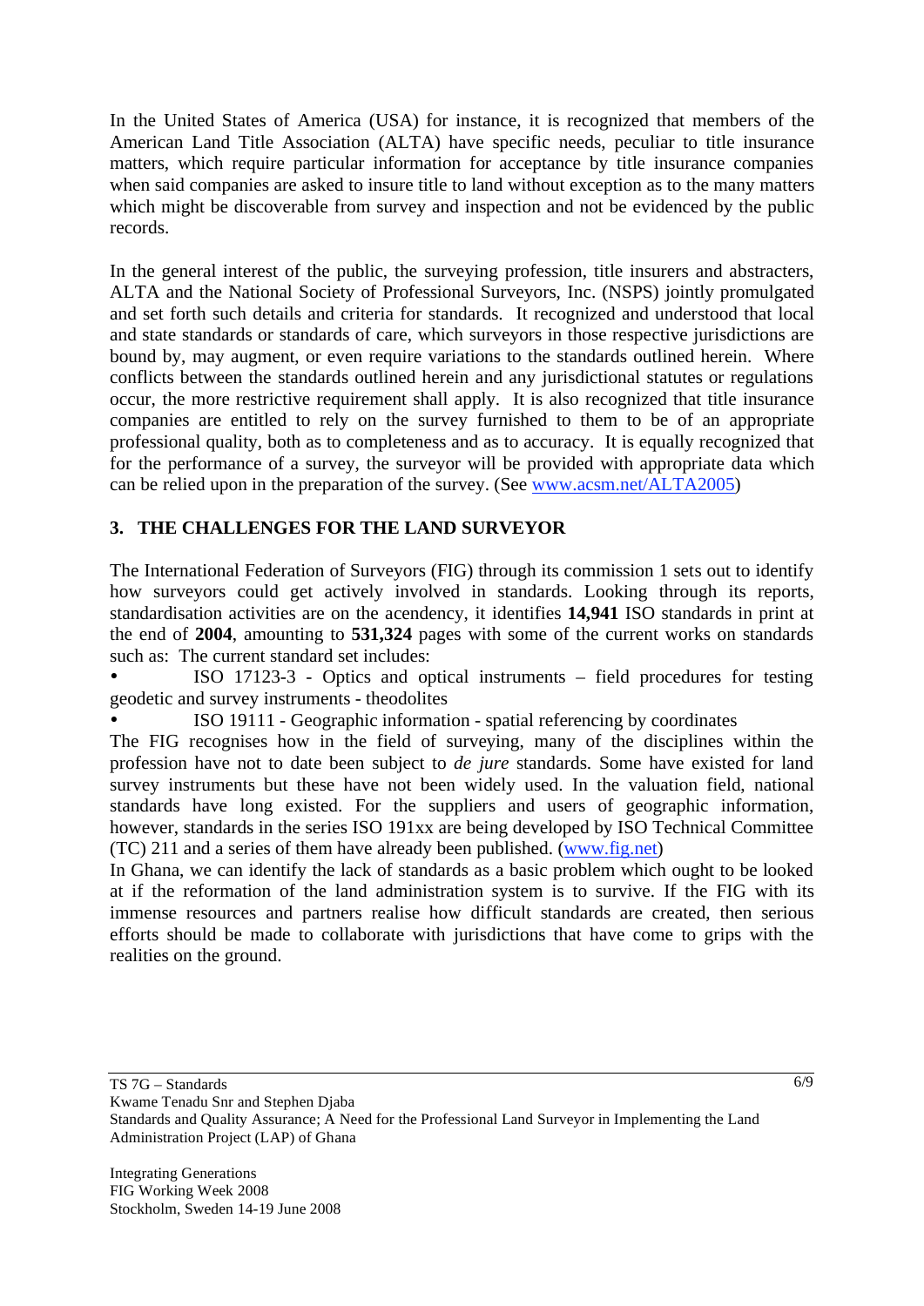In the United States of America (USA) for instance, it is recognized that members of the American Land Title Association (ALTA) have specific needs, peculiar to title insurance matters, which require particular information for acceptance by title insurance companies when said companies are asked to insure title to land without exception as to the many matters which might be discoverable from survey and inspection and not be evidenced by the public records.

In the general interest of the public, the surveying profession, title insurers and abstracters, ALTA and the National Society of Professional Surveyors, Inc. (NSPS) jointly promulgated and set forth such details and criteria for standards. It recognized and understood that local and state standards or standards of care, which surveyors in those respective jurisdictions are bound by, may augment, or even require variations to the standards outlined herein. Where conflicts between the standards outlined herein and any jurisdictional statutes or regulations occur, the more restrictive requirement shall apply. It is also recognized that title insurance companies are entitled to rely on the survey furnished to them to be of an appropriate professional quality, both as to completeness and as to accuracy. It is equally recognized that for the performance of a survey, the surveyor will be provided with appropriate data which can be relied upon in the preparation of the survey. (See www.acsm.net/ALTA2005)

## 3. THE CHALLENGES FOR THE LAND SURVEYOR

The International Federation of Surveyors (FIG) through its commission 1 sets out to identify how surveyors could get actively involved in standards. Looking through its reports, standardisation activities are on the acendency, it identifies **14,941** ISO standards in print at the end of **2004**, amounting to **531,324** pages with some of the current works on standards such as: The current standard set includes:

- ISO 17123-3 - Optics and optical instruments – field procedures for testing geodetic and survey instruments - theodolites
- ISO 19111 - Geographic information - spatial referencing by coordinates

The FIG recognises how in the field of surveying, many of the disciplines within the profession have not to date been subject to *de jure* standards. Some have existed for land survey instruments but these have not been widely used. In the valuation field, national standards have long existed. For the suppliers and users of geographic information, however, standards in the series ISO 191xx are being developed by ISO Technical Committee (TC) 211 and a series of them have already been published. (www.fig.net)

In Ghana, we can identify the lack of standards as a basic problem which ought to be looked at if the reformation of the land administration system is to survive. If the FIG with its immense resources and partners realise how difficult standards are created, then serious efforts should be made to collaborate with jurisdictions that have come to grips with the realities on the ground.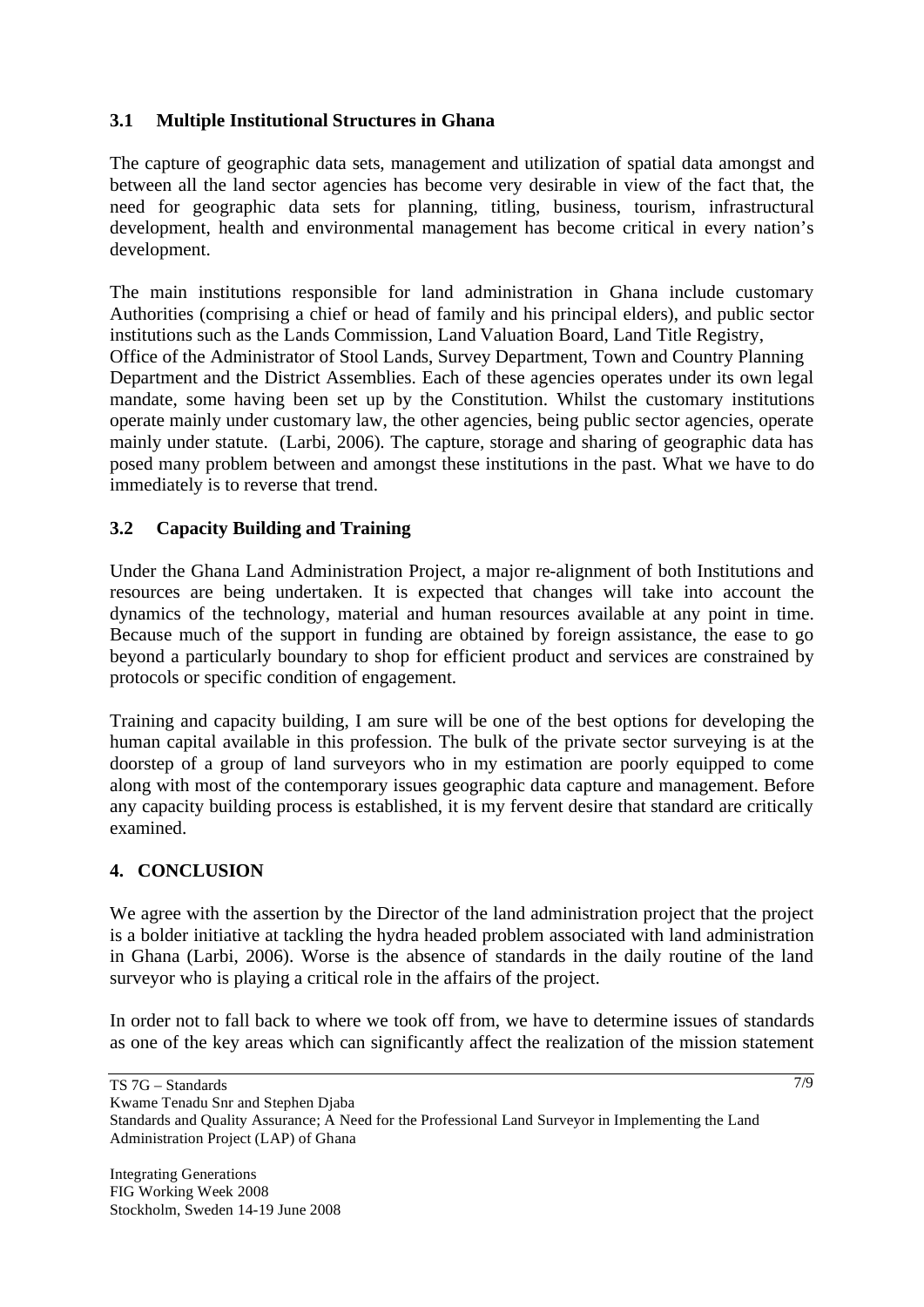### 3.1 Multiple Institutional Structures in Ghana

The capture of geographic data sets, management and utilization of spatial data amongst and between all the land sector agencies has become very desirable in view of the fact that, the need for geographic data sets for planning, titling, business, tourism, infrastructural development, health and environmental management has become critical in every nation's development.

The main institutions responsible for land administration in Ghana include customary Authorities (comprising a chief or head of family and his principal elders), and public sector institutions such as the Lands Commission, Land Valuation Board, Land Title Registry, Office of the Administrator of Stool Lands, Survey Department, Town and Country Planning Department and the District Assemblies. Each of these agencies operates under its own legal mandate, some having been set up by the Constitution. Whilst the customary institutions operate mainly under customary law, the other agencies, being public sector agencies, operate mainly under statute. (Larbi, 2006). The capture, storage and sharing of geographic data has posed many problem between and amongst these institutions in the past. What we have to do immediately is to reverse that trend.

### 3.2 Capacity Building and Training

Under the Ghana Land Administration Project, a major re-alignment of both Institutions and resources are being undertaken. It is expected that changes will take into account the dynamics of the technology, material and human resources available at any point in time. Because much of the support in funding are obtained by foreign assistance, the ease to go beyond a particularly boundary to shop for efficient product and services are constrained by protocols or specific condition of engagement.

Training and capacity building, I am sure will be one of the best options for developing the human capital available in this profession. The bulk of the private sector surveying is at the doorstep of a group of land surveyors who in my estimation are poorly equipped to come along with most of the contemporary issues geographic data capture and management. Before any capacity building process is established, it is my fervent desire that standard are critically examined.

## 4. CONCLUSION

We agree with the assertion by the Director of the land administration project that the project is a bolder initiative at tackling the hydra headed problem associated with land administration in Ghana (Larbi, 2006). Worse is the absence of standards in the daily routine of the land surveyor who is playing a critical role in the affairs of the project.

In order not to fall back to where we took off from, we have to determine issues of standards as one of the key areas which can significantly affect the realization of the mission statement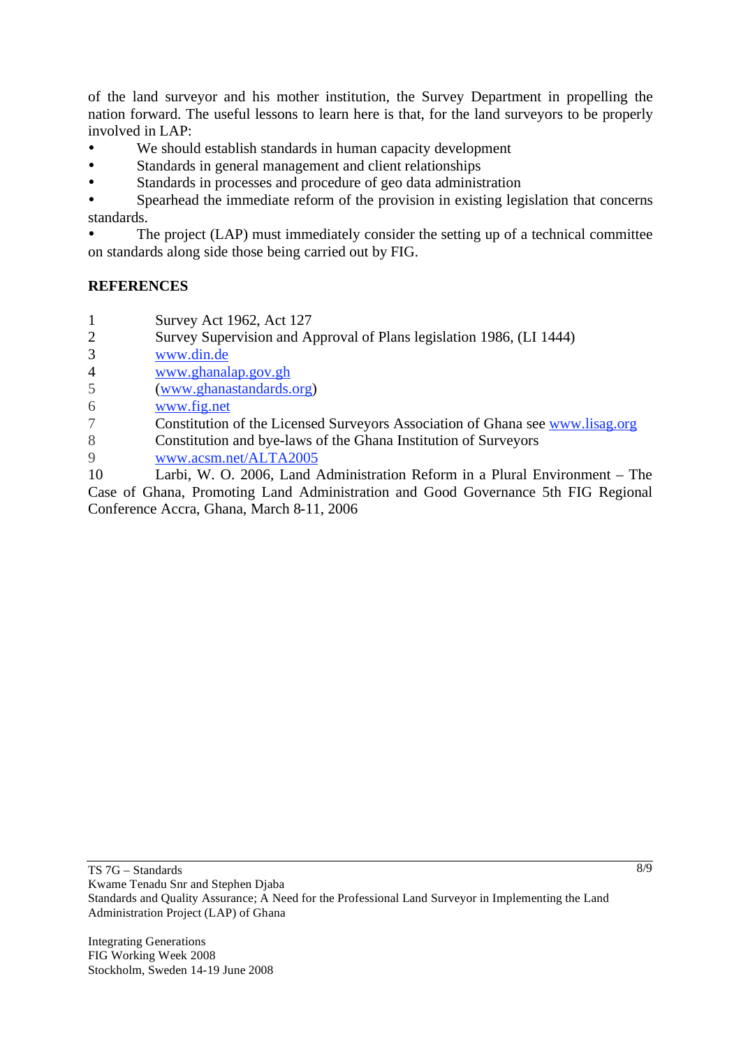of the land surveyor and his mother institution, the Survey Department in propelling the nation forward. The useful lessons to learn here is that, for the land surveyors to be properly involved in LAP:

- We should establish standards in human capacity development
- Standards in general management and client relationships
- Standards in processes and procedure of geo data administration
- Spearhead the immediate reform of the provision in existing legislation that concerns standards.
- The project (LAP) must immediately consider the setting up of a technical committee on standards along side those being carried out by FIG.

## REFERENCES

1. Survey Act 1962, Act 127
2. Survey Supervision and Approval of Plans legislation 1986, (LI 1444)
3. www.din.de
4. www.ghanalap.gov.gh
5. (www.ghanastandards.org)
6. www.fig.net
7. Constitution of the Licensed Surveyors Association of Ghana see www.lisag.org
8. Constitution and bye-laws of the Ghana Institution of Surveyors
9. www.acsm.net/ALTA2005
10. Larbi, W. O. 2006, Land Administration Reform in a Plural Environment – The Case of Ghana, Promoting Land Administration and Good Governance 5th FIG Regional Conference Accra, Ghana, March 8-11, 2006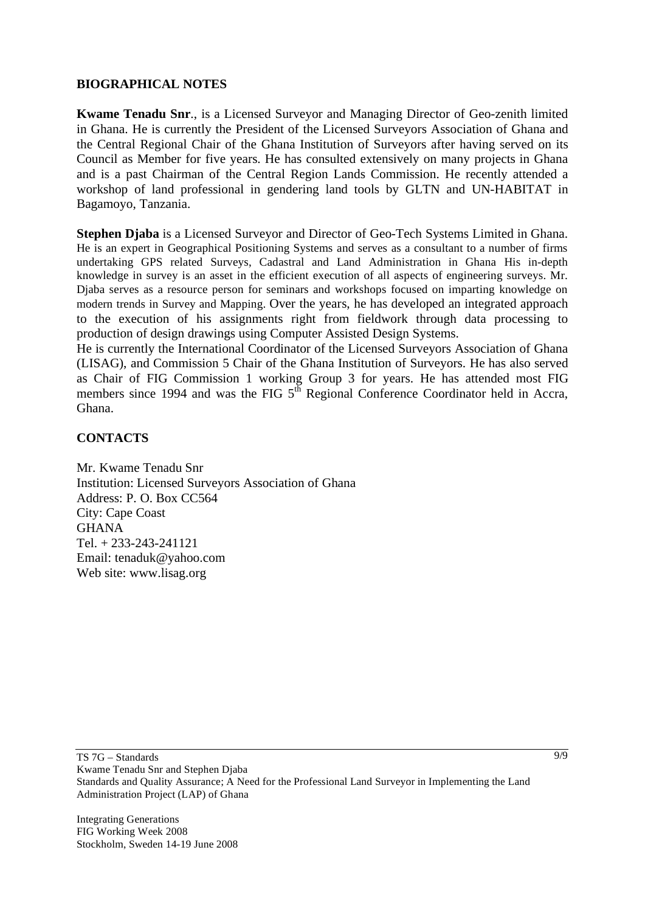## BIOGRAPHICAL NOTES

**Kwame Tenadu Snr**., is a Licensed Surveyor and Managing Director of Geo-zenith limited in Ghana. He is currently the President of the Licensed Surveyors Association of Ghana and the Central Regional Chair of the Ghana Institution of Surveyors after having served on its Council as Member for five years. He has consulted extensively on many projects in Ghana and is a past Chairman of the Central Region Lands Commission. He recently attended a workshop of land professional in gendering land tools by GLTN and UN-HABITAT in Bagamoyo, Tanzania.

**Stephen Djaba** is a Licensed Surveyor and Director of Geo-Tech Systems Limited in Ghana. He is an expert in Geographical Positioning Systems and serves as a consultant to a number of firms undertaking GPS related Surveys, Cadastral and Land Administration in Ghana His in-depth knowledge in survey is an asset in the efficient execution of all aspects of engineering surveys. Mr. Djaba serves as a resource person for seminars and workshops focused on imparting knowledge on modern trends in Survey and Mapping. Over the years, he has developed an integrated approach to the execution of his assignments right from fieldwork through data processing to production of design drawings using Computer Assisted Design Systems.
He is currently the International Coordinator of the Licensed Surveyors Association of Ghana (LISAG), and Commission 5 Chair of the Ghana Institution of Surveyors. He has also served as Chair of FIG Commission 1 working Group 3 for years. He has attended most FIG members since 1994 and was the FIG 5th Regional Conference Coordinator held in Accra, Ghana.

## CONTACTS

Mr. Kwame Tenadu Snr
Institution: Licensed Surveyors Association of Ghana
Address: P. O. Box CC564
City: Cape Coast
GHANA
Tel. + 233-243-241121
Email: tenaduk@yahoo.com
Web site: www.lisag.org